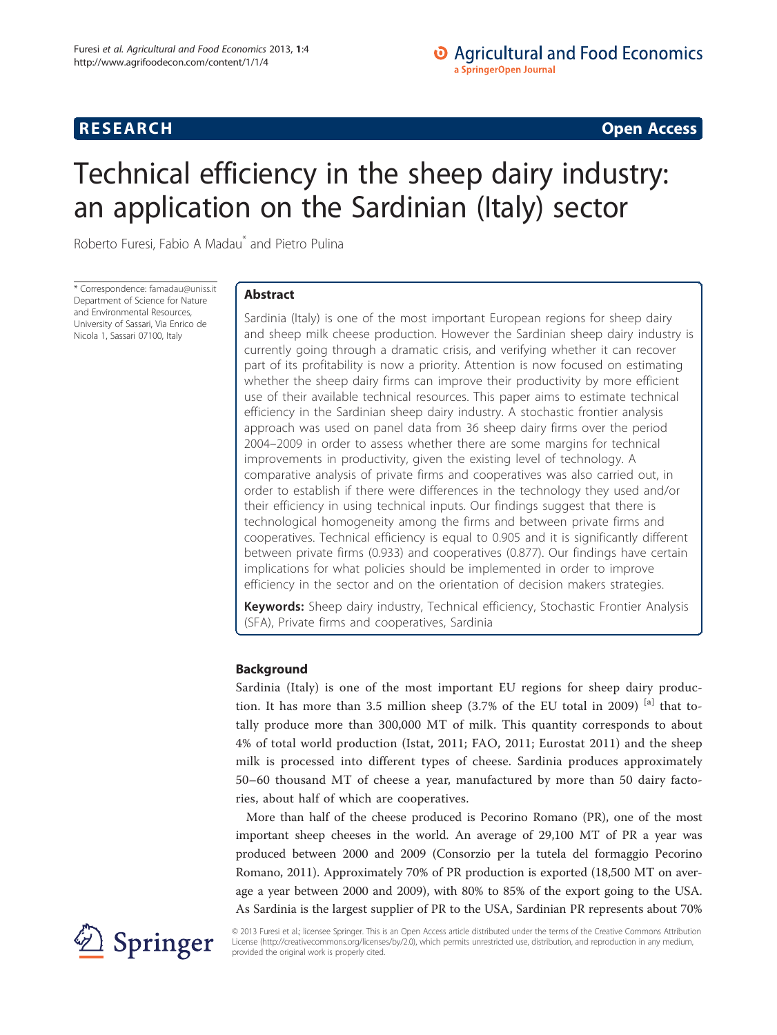**RESEARCH** **Open Access**

# Technical efficiency in the sheep dairy industry: an application on the Sardinian (Italy) sector

Roberto Furesi, Fabio A Madau* and Pietro Pulina

\* Correspondence: famadau@uniss.it
Department of Science for Nature and Environmental Resources, University of Sassari, Via Enrico de Nicola 1, Sassari 07100, Italy

## Abstract

Sardinia (Italy) is one of the most important European regions for sheep dairy and sheep milk cheese production. However the Sardinian sheep dairy industry is currently going through a dramatic crisis, and verifying whether it can recover part of its profitability is now a priority. Attention is now focused on estimating whether the sheep dairy firms can improve their productivity by more efficient use of their available technical resources. This paper aims to estimate technical efficiency in the Sardinian sheep dairy industry. A stochastic frontier analysis approach was used on panel data from 36 sheep dairy firms over the period 2004–2009 in order to assess whether there are some margins for technical improvements in productivity, given the existing level of technology. A comparative analysis of private firms and cooperatives was also carried out, in order to establish if there were differences in the technology they used and/or their efficiency in using technical inputs. Our findings suggest that there is technological homogeneity among the firms and between private firms and cooperatives. Technical efficiency is equal to 0.905 and it is significantly different between private firms (0.933) and cooperatives (0.877). Our findings have certain implications for what policies should be implemented in order to improve efficiency in the sector and on the orientation of decision makers strategies.

**Keywords:** Sheep dairy industry, Technical efficiency, Stochastic Frontier Analysis (SFA), Private firms and cooperatives, Sardinia

## Background

Sardinia (Italy) is one of the most important EU regions for sheep dairy production. It has more than 3.5 million sheep (3.7% of the EU total in 2009) [a] that totally produce more than 300,000 MT of milk. This quantity corresponds to about 4% of total world production (Istat, 2011; FAO, 2011; Eurostat 2011) and the sheep milk is processed into different types of cheese. Sardinia produces approximately 50–60 thousand MT of cheese a year, manufactured by more than 50 dairy factories, about half of which are cooperatives.

More than half of the cheese produced is Pecorino Romano (PR), one of the most important sheep cheeses in the world. An average of 29,100 MT of PR a year was produced between 2000 and 2009 (Consorzio per la tutela del formaggio Pecorino Romano, 2011). Approximately 70% of PR production is exported (18,500 MT on average a year between 2000 and 2009), with 80% to 85% of the export going to the USA. As Sardinia is the largest supplier of PR to the USA, Sardinian PR represents about 70%

© 2013 Furesi et al.; licensee Springer. This is an Open Access article distributed under the terms of the Creative Commons Attribution License (http://creativecommons.org/licenses/by/2.0), which permits unrestricted use, distribution, and reproduction in any medium, provided the original work is properly cited.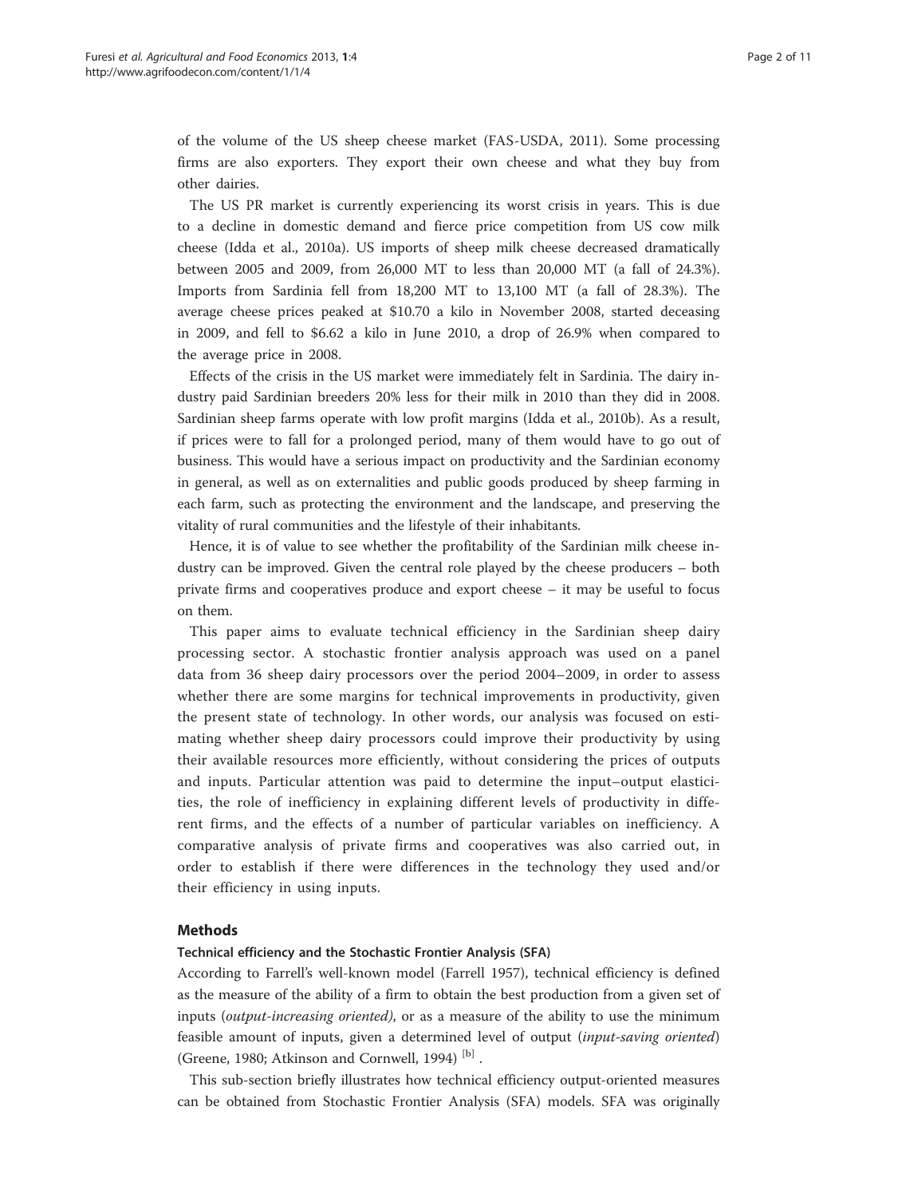of the volume of the US sheep cheese market (FAS-USDA, 2011). Some processing firms are also exporters. They export their own cheese and what they buy from other dairies.

The US PR market is currently experiencing its worst crisis in years. This is due to a decline in domestic demand and fierce price competition from US cow milk cheese (Idda et al., 2010a). US imports of sheep milk cheese decreased dramatically between 2005 and 2009, from 26,000 MT to less than 20,000 MT (a fall of 24.3%). Imports from Sardinia fell from 18,200 MT to 13,100 MT (a fall of 28.3%). The average cheese prices peaked at $10.70 a kilo in November 2008, started deceasing in 2009, and fell to $6.62 a kilo in June 2010, a drop of 26.9% when compared to the average price in 2008.

Effects of the crisis in the US market were immediately felt in Sardinia. The dairy industry paid Sardinian breeders 20% less for their milk in 2010 than they did in 2008. Sardinian sheep farms operate with low profit margins (Idda et al., 2010b). As a result, if prices were to fall for a prolonged period, many of them would have to go out of business. This would have a serious impact on productivity and the Sardinian economy in general, as well as on externalities and public goods produced by sheep farming in each farm, such as protecting the environment and the landscape, and preserving the vitality of rural communities and the lifestyle of their inhabitants.

Hence, it is of value to see whether the profitability of the Sardinian milk cheese industry can be improved. Given the central role played by the cheese producers – both private firms and cooperatives produce and export cheese – it may be useful to focus on them.

This paper aims to evaluate technical efficiency in the Sardinian sheep dairy processing sector. A stochastic frontier analysis approach was used on a panel data from 36 sheep dairy processors over the period 2004–2009, in order to assess whether there are some margins for technical improvements in productivity, given the present state of technology. In other words, our analysis was focused on estimating whether sheep dairy processors could improve their productivity by using their available resources more efficiently, without considering the prices of outputs and inputs. Particular attention was paid to determine the input–output elasticities, the role of inefficiency in explaining different levels of productivity in different firms, and the effects of a number of particular variables on inefficiency. A comparative analysis of private firms and cooperatives was also carried out, in order to establish if there were differences in the technology they used and/or their efficiency in using inputs.

## Methods

### Technical efficiency and the Stochastic Frontier Analysis (SFA)

According to Farrell's well-known model (Farrell 1957), technical efficiency is defined as the measure of the ability of a firm to obtain the best production from a given set of inputs (*output-increasing oriented)*, or as a measure of the ability to use the minimum feasible amount of inputs, given a determined level of output (*input-saving oriented*) (Greene, 1980; Atkinson and Cornwell, 1994) [b] .

This sub-section briefly illustrates how technical efficiency output-oriented measures can be obtained from Stochastic Frontier Analysis (SFA) models. SFA was originally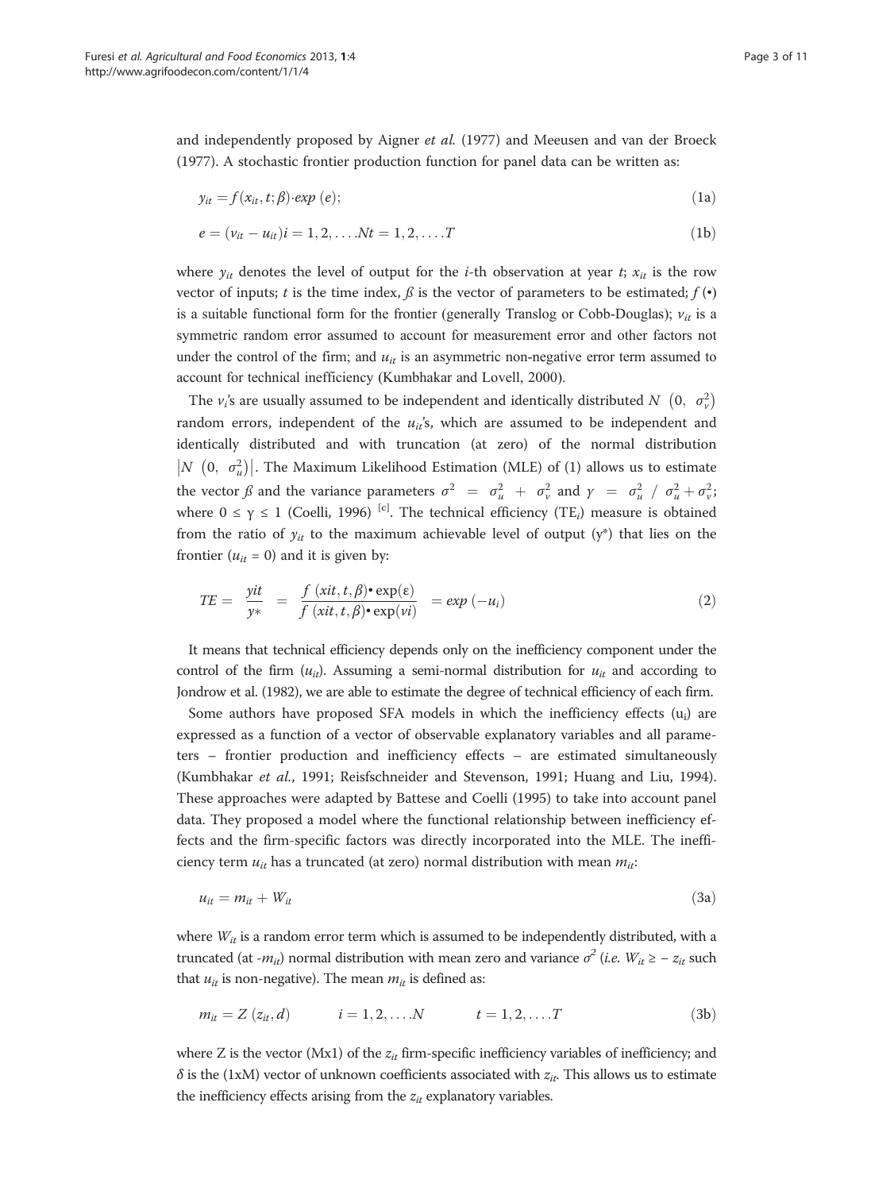and independently proposed by Aigner *et al.* (1977) and Meeusen and van der Broeck (1977). A stochastic frontier production function for panel data can be written as:

$$y_{it} = f(x_{it}, t; \beta) \cdot exp\ (e); \tag{1a}$$

$$e = (v_{it} - u_{it}) i = 1, 2, \ldots .N t = 1, 2, \ldots .T \tag{1b}$$

where $y_{it}$ denotes the level of output for the *i*-th observation at year *t*; $x_{it}$ is the row vector of inputs; *t* is the time index, $\beta$ is the vector of parameters to be estimated; $f(\bullet)$ is a suitable functional form for the frontier (generally Translog or Cobb-Douglas); $v_{it}$ is a symmetric random error assumed to account for measurement error and other factors not under the control of the firm; and $u_{it}$ is an asymmetric non-negative error term assumed to account for technical inefficiency (Kumbhakar and Lovell, 2000).

The $v_i$'s are usually assumed to be independent and identically distributed $N\ (0,\ \sigma_v^2)$ random errors, independent of the $u_{it}$'s, which are assumed to be independent and identically distributed and with truncation (at zero) of the normal distribution $|N\ (0,\ \sigma_u^2)|$. The Maximum Likelihood Estimation (MLE) of (1) allows us to estimate the vector $\beta$ and the variance parameters $\sigma^2 = \sigma_u^2 + \sigma_v^2$ and $\gamma = \sigma_u^2 / \sigma_u^2 + \sigma_v^2$; where $0 \leq \gamma \leq 1$ (Coelli, 1996) [c]. The technical efficiency ($TE_i$) measure is obtained from the ratio of $y_{it}$ to the maximum achievable level of output ($y^*$) that lies on the frontier ($u_{it} = 0$) and it is given by:

$$TE = \frac{yit}{y*} = \frac{f\ (xit, t, \beta) \bullet \exp(\varepsilon)}{f\ (xit, t, \beta) \bullet \exp(vi)} = exp\ (-u_i) \tag{2}$$

It means that technical efficiency depends only on the inefficiency component under the control of the firm ($u_{it}$). Assuming a semi-normal distribution for $u_{it}$ and according to Jondrow et al. (1982), we are able to estimate the degree of technical efficiency of each firm.

Some authors have proposed SFA models in which the inefficiency effects ($u_i$) are expressed as a function of a vector of observable explanatory variables and all parameters – frontier production and inefficiency effects – are estimated simultaneously (Kumbhakar *et al.*, 1991; Reisfschneider and Stevenson, 1991; Huang and Liu, 1994). These approaches were adapted by Battese and Coelli (1995) to take into account panel data. They proposed a model where the functional relationship between inefficiency effects and the firm-specific factors was directly incorporated into the MLE. The inefficiency term $u_{it}$ has a truncated (at zero) normal distribution with mean $m_{it}$:

$$u_{it} = m_{it} + W_{it} \tag{3a}$$

where $W_{it}$ is a random error term which is assumed to be independently distributed, with a truncated (at $-m_{it}$) normal distribution with mean zero and variance $\sigma^2$ (*i.e.* $W_{it} \geq -z_{it}$ such that $u_{it}$ is non-negative). The mean $m_{it}$ is defined as:

$$m_{it} = Z\ (z_{it}, d) \qquad i = 1, 2, \ldots .N \qquad t = 1, 2, \ldots .T \tag{3b}$$

where Z is the vector (Mx1) of the $z_{it}$ firm-specific inefficiency variables of inefficiency; and $\delta$ is the (1xM) vector of unknown coefficients associated with $z_{it}$. This allows us to estimate the inefficiency effects arising from the $z_{it}$ explanatory variables.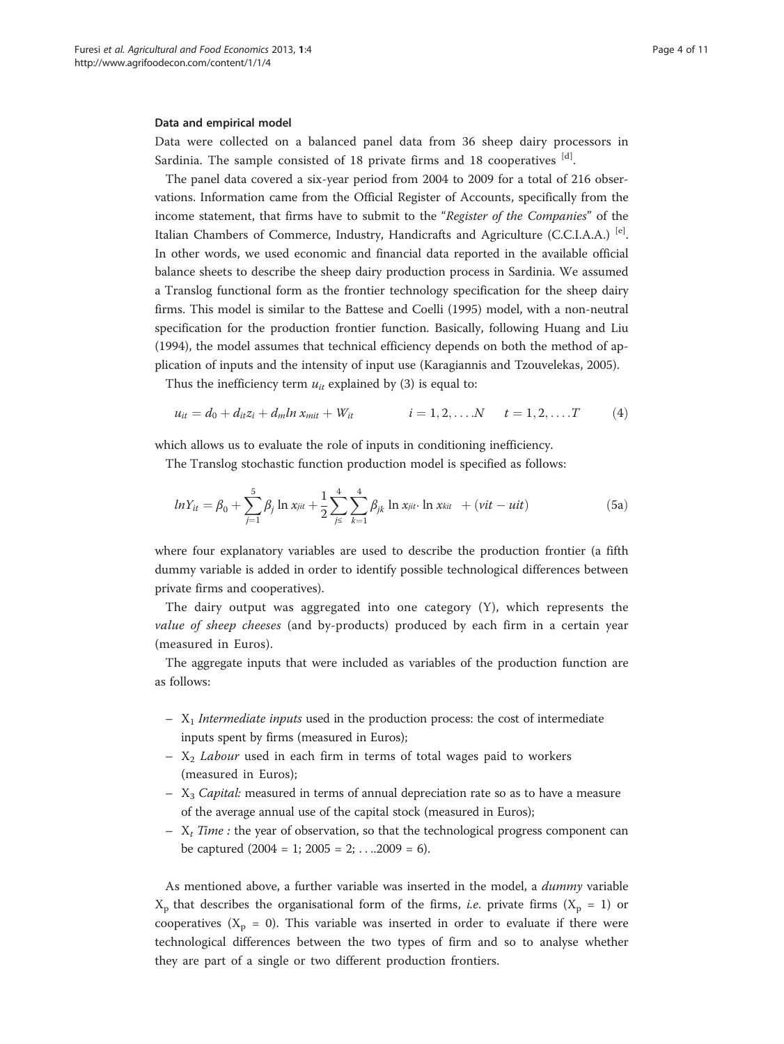### Data and empirical model

Data were collected on a balanced panel data from 36 sheep dairy processors in Sardinia. The sample consisted of 18 private firms and 18 cooperatives [d].

The panel data covered a six-year period from 2004 to 2009 for a total of 216 observations. Information came from the Official Register of Accounts, specifically from the income statement, that firms have to submit to the "*Register of the Companies*" of the Italian Chambers of Commerce, Industry, Handicrafts and Agriculture (C.C.I.A.A.) [e]. In other words, we used economic and financial data reported in the available official balance sheets to describe the sheep dairy production process in Sardinia. We assumed a Translog functional form as the frontier technology specification for the sheep dairy firms. This model is similar to the Battese and Coelli (1995) model, with a non-neutral specification for the production frontier function. Basically, following Huang and Liu (1994), the model assumes that technical efficiency depends on both the method of application of inputs and the intensity of input use (Karagiannis and Tzouvelekas, 2005).

Thus the inefficiency term $u_{it}$ explained by (3) is equal to:

$$u_{it} = d_0 + d_{it} z_i + d_m ln\, x_{mit} + W_{it} \qquad i = 1, 2, \ldots .N \quad t = 1, 2, \ldots .T \tag{4}$$

which allows us to evaluate the role of inputs in conditioning inefficiency.

The Translog stochastic function production model is specified as follows:

$$lnY_{it} = \beta_0 + \sum_{j=1}^{5} \beta_j \ln x_{jit} + \frac{1}{2} \sum_{j \leq}^{4} \sum_{k=1}^{4} \beta_{jk} \ln x_{jit} \cdot \ln x_{kit} \; + (vit - uit) \tag{5a}$$

where four explanatory variables are used to describe the production frontier (a fifth dummy variable is added in order to identify possible technological differences between private firms and cooperatives).

The dairy output was aggregated into one category (Y), which represents the *value of sheep cheeses* (and by-products) produced by each firm in a certain year (measured in Euros).

The aggregate inputs that were included as variables of the production function are as follows:

- $X_1$ *Intermediate inputs* used in the production process: the cost of intermediate inputs spent by firms (measured in Euros);
- $X_2$ *Labour* used in each firm in terms of total wages paid to workers (measured in Euros);
- $X_3$ *Capital:* measured in terms of annual depreciation rate so as to have a measure of the average annual use of the capital stock (measured in Euros);
- $X_t$ *Time :* the year of observation, so that the technological progress component can be captured (2004 = 1; 2005 = 2; . . ..2009 = 6).

As mentioned above, a further variable was inserted in the model, a *dummy* variable $X_p$ that describes the organisational form of the firms, *i.e.* private firms ($X_p$ = 1) or cooperatives ($X_p$ = 0). This variable was inserted in order to evaluate if there were technological differences between the two types of firm and so to analyse whether they are part of a single or two different production frontiers.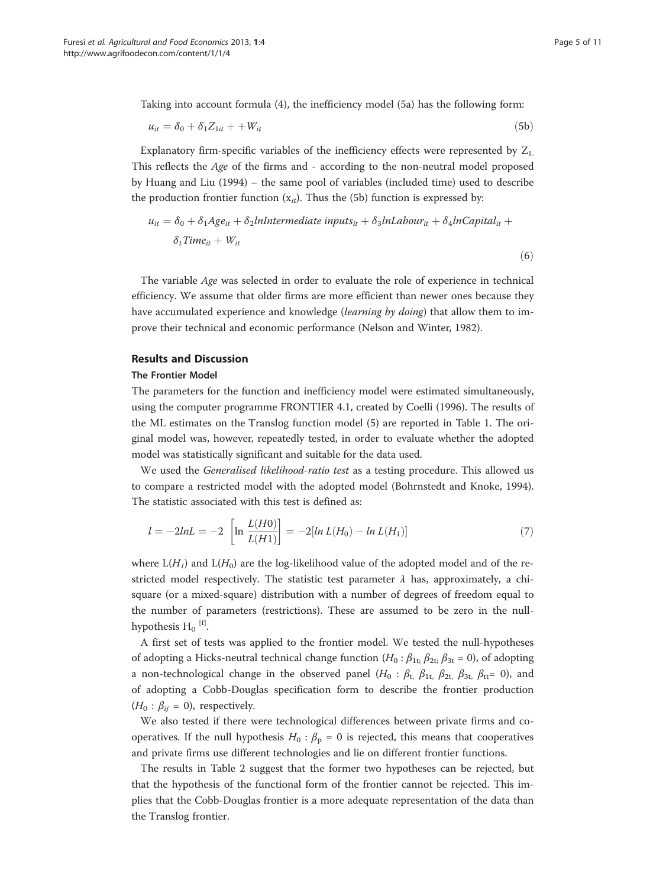Taking into account formula (4), the inefficiency model (5a) has the following form:

$$u_{it} = \delta_0 + \delta_1 Z_{1it} + + W_{it} \tag{5b}$$

Explanatory firm-specific variables of the inefficiency effects were represented by $Z_1$. This reflects the *Age* of the firms and - according to the non-neutral model proposed by Huang and Liu (1994) – the same pool of variables (included time) used to describe the production frontier function ($x_{it}$). Thus the (5b) function is expressed by:

$$u_{it} = \delta_0 + \delta_1 Age_{it} + \delta_2 lnIntermediate\ inputs_{it} + \delta_3 lnLabour_{it} + \delta_4 lnCapital_{it} + \delta_t Time_{it} + W_{it} \tag{6}$$

The variable *Age* was selected in order to evaluate the role of experience in technical efficiency. We assume that older firms are more efficient than newer ones because they have accumulated experience and knowledge (*learning by doing*) that allow them to improve their technical and economic performance (Nelson and Winter, 1982).

## Results and Discussion

### The Frontier Model

The parameters for the function and inefficiency model were estimated simultaneously, using the computer programme FRONTIER 4.1, created by Coelli (1996). The results of the ML estimates on the Translog function model (5) are reported in Table 1. The original model was, however, repeatedly tested, in order to evaluate whether the adopted model was statistically significant and suitable for the data used.

We used the *Generalised likelihood-ratio test* as a testing procedure. This allowed us to compare a restricted model with the adopted model (Bohrnstedt and Knoke, 1994). The statistic associated with this test is defined as:

$$l = -2lnL = -2\left[\ln\frac{L(H0)}{L(H1)}\right] = -2[ln\, L(H_0) - ln\, L(H_1)] \tag{7}$$

where $L(H_1)$ and $L(H_0)$ are the log-likelihood value of the adopted model and of the restricted model respectively. The statistic test parameter $\lambda$ has, approximately, a chi-square (or a mixed-square) distribution with a number of degrees of freedom equal to the number of parameters (restrictions). These are assumed to be zero in the null-hypothesis $H_0$ [f].

A first set of tests was applied to the frontier model. We tested the null-hypotheses of adopting a Hicks-neutral technical change function ($H_0 : \beta_{1t;}\, \beta_{2t;}\, \beta_{3t} = 0$), of adopting a non-technological change in the observed panel ($H_0 : \beta_{t,}\, \beta_{1t,}\, \beta_{2t,}\, \beta_{3t,}\, \beta_{tt} = 0$), and of adopting a Cobb-Douglas specification form to describe the frontier production ($H_0 : \beta_{ij} = 0$), respectively.

We also tested if there were technological differences between private firms and cooperatives. If the null hypothesis $H_0 : \beta_p = 0$ is rejected, this means that cooperatives and private firms use different technologies and lie on different frontier functions.

The results in Table 2 suggest that the former two hypotheses can be rejected, but that the hypothesis of the functional form of the frontier cannot be rejected. This implies that the Cobb-Douglas frontier is a more adequate representation of the data than the Translog frontier.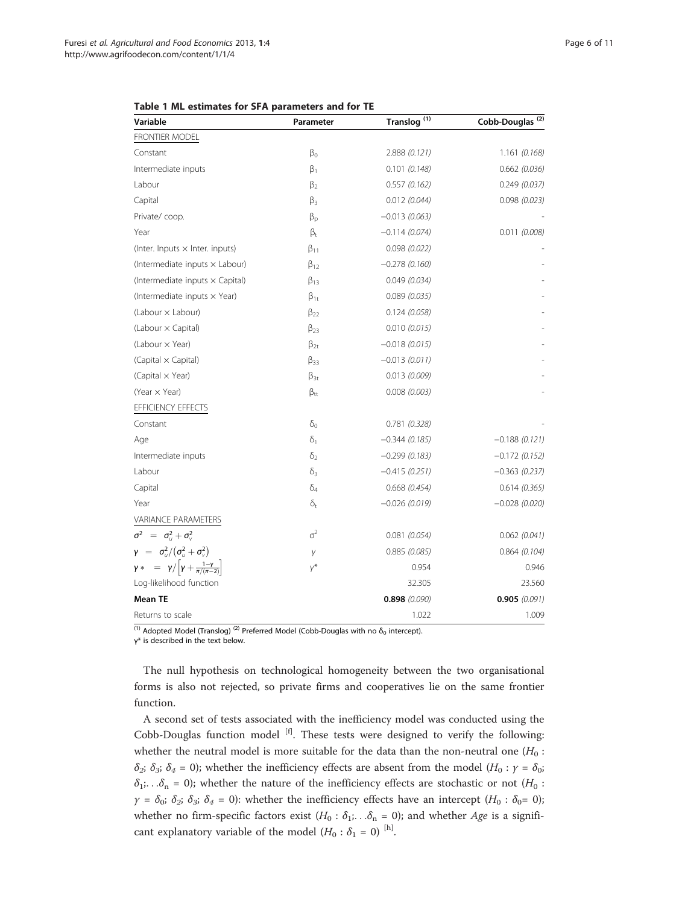**Table 1 ML estimates for SFA parameters and for TE**

| Variable | Parameter | Translog [(1)] | Cobb-Douglas [(2)] |
|---|---|---|---|
| FRONTIER MODEL | | | |
| Constant | $\beta_0$ | 2.888 *(0.121)* | 1.161 *(0.168)* |
| Intermediate inputs | $\beta_1$ | 0.101 *(0.148)* | 0.662 *(0.036)* |
| Labour | $\beta_2$ | 0.557 *(0.162)* | 0.249 *(0.037)* |
| Capital | $\beta_3$ | 0.012 *(0.044)* | 0.098 *(0.023)* |
| Private/ coop. | $\beta_p$ | −0.013 *(0.063)* | - |
| Year | $\beta_t$ | −0.114 *(0.074)* | 0.011 *(0.008)* |
| (Inter. Inputs × Inter. inputs) | $\beta_{11}$ | 0.098 *(0.022)* | - |
| (Intermediate inputs × Labour) | $\beta_{12}$ | −0.278 *(0.160)* | - |
| (Intermediate inputs × Capital) | $\beta_{13}$ | 0.049 *(0.034)* | - |
| (Intermediate inputs × Year) | $\beta_{1t}$ | 0.089 *(0.035)* | - |
| (Labour × Labour) | $\beta_{22}$ | 0.124 *(0.058)* | - |
| (Labour × Capital) | $\beta_{23}$ | 0.010 *(0.015)* | - |
| (Labour × Year) | $\beta_{2t}$ | −0.018 *(0.015)* | - |
| (Capital × Capital) | $\beta_{33}$ | −0.013 *(0.011)* | - |
| (Capital × Year) | $\beta_{3t}$ | 0.013 *(0.009)* | - |
| (Year × Year) | $\beta_{tt}$ | 0.008 *(0.003)* | - |
| EFFICIENCY EFFECTS | | | |
| Constant | $\delta_0$ | 0.781 *(0.328)* | - |
| Age | $\delta_1$ | −0.344 *(0.185)* | −0.188 *(0.121)* |
| Intermediate inputs | $\delta_2$ | −0.299 *(0.183)* | −0.172 *(0.152)* |
| Labour | $\delta_3$ | −0.415 *(0.251)* | −0.363 *(0.237)* |
| Capital | $\delta_4$ | 0.668 *(0.454)* | 0.614 *(0.365)* |
| Year | $\delta_t$ | −0.026 *(0.019)* | −0.028 *(0.020)* |
| VARIANCE PARAMETERS | | | |
| $\sigma^2 = \sigma_u^2 + \sigma_v^2$ | $\sigma^2$ | 0.081 *(0.054)* | 0.062 *(0.041)* |
| $\gamma = \sigma_u^2/(\sigma_u^2 + \sigma_v^2)$ | $\gamma$ | 0.885 *(0.085)* | 0.864 *(0.104)* |
| $\gamma * = \gamma / \left[\gamma + \frac{1-\gamma}{\pi/(\pi-2)}\right]$ | $\gamma^*$ | 0.954 | 0.946 |
| Log-likelihood function | | 32.305 | 23.560 |
| **Mean TE** | | **0.898** *(0.090)* | **0.905** *(0.091)* |
| Returns to scale | | 1.022 | 1.009 |

[(1)] Adopted Model (Translog) [(2)] Preferred Model (Cobb-Douglas with no $\delta_0$ intercept).
$\gamma^*$ is described in the text below.

The null hypothesis on technological homogeneity between the two organisational forms is also not rejected, so private firms and cooperatives lie on the same frontier function.

A second set of tests associated with the inefficiency model was conducted using the Cobb-Douglas function model [f]. These tests were designed to verify the following: whether the neutral model is more suitable for the data than the non-neutral one ($H_0 : \delta_2; \delta_3; \delta_4 = 0$); whether the inefficiency effects are absent from the model ($H_0 : \gamma = \delta_0; \delta_1;\ldots\delta_n = 0$); whether the nature of the inefficiency effects are stochastic or not ($H_0 : \gamma = \delta_0; \delta_2; \delta_3; \delta_4 = 0$): whether the inefficiency effects have an intercept ($H_0 : \delta_0 = 0$); whether no firm-specific factors exist ($H_0 : \delta_1;\ldots\delta_n = 0$); and whether *Age* is a significant explanatory variable of the model ($H_0 : \delta_1 = 0$) [h].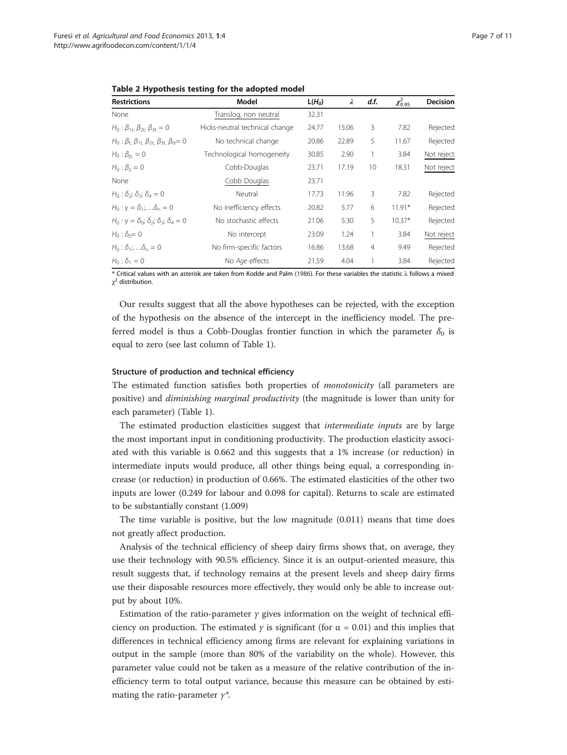**Table 2 Hypothesis testing for the adopted model**

| Restrictions | Model | $L(H_0)$ | $\lambda$ | d.f. | $\chi^2_{0.95}$ | Decision |
|---|---|---|---|---|---|---|
| None | Translog, non neutral | 32.31 | | | | |
| $H_0: \beta_{1t}, \beta_{2t}, \beta_{3t} = 0$ | Hicks-neutral technical change | 24.77 | 15.06 | 3 | 7.82 | Rejected |
| $H_0: \beta_t, \beta_{1t}, \beta_{2t}, \beta_{3t}, \beta_{tt} = 0$ | No technical change | 20.86 | 22.89 | 5 | 11.67 | Rejected |
| $H_0: \beta_{p,} = 0$ | Technological homogeneity | 30.85 | 2.90 | 1 | 3.84 | Not reject |
| $H_0: \beta_{ij} = 0$ | Cobb-Douglas | 23.71 | 17.19 | 10 | 18.31 | Not reject |
| None | Cobb Douglas | 23.71 | | | | |
| $H_0: \delta_2; \delta_3; \delta_4 = 0$ | Neutral | 17.73 | 11.96 | 3 | 7.82 | Rejected |
| $H_0: \gamma = \delta_1; \ldots \delta_n = 0$ | No inefficiency effects | 20.82 | 5.77 | 6 | 11.91* | Rejected |
| $H_0: \gamma = \delta_0; \delta_2; \delta_3; \delta_4 = 0$ | No stochastic effects | 21.06 | 5.30 | 5 | 10.37* | Rejected |
| $H_0: \delta_0 = 0$ | No intercept | 23.09 | 1.24 | 1 | 3.84 | Not reject |
| $H_0: \delta_1; \ldots \delta_n = 0$ | No firm-specific factors | 16.86 | 13.68 | 4 | 9.49 | Rejected |
| $H_0: \delta_1 = 0$ | No *Age* effects | 21.59 | 4.04 | 1 | 3.84 | Rejected |

\* Critical values with an asterisk are taken from Kodde and Palm (1986). For these variables the statistic $\lambda$ follows a mixed $\chi^2$ distribution.

Our results suggest that all the above hypotheses can be rejected, with the exception of the hypothesis on the absence of the intercept in the inefficiency model. The preferred model is thus a Cobb-Douglas frontier function in which the parameter $\delta_0$ is equal to zero (see last column of Table 1).

### Structure of production and technical efficiency

The estimated function satisfies both properties of *monotonicity* (all parameters are positive) and *diminishing marginal productivity* (the magnitude is lower than unity for each parameter) (Table 1).

The estimated production elasticities suggest that *intermediate inputs* are by large the most important input in conditioning productivity. The production elasticity associated with this variable is 0.662 and this suggests that a 1% increase (or reduction) in intermediate inputs would produce, all other things being equal, a corresponding increase (or reduction) in production of 0.66%. The estimated elasticities of the other two inputs are lower (0.249 for labour and 0.098 for capital). Returns to scale are estimated to be substantially constant (1.009)

The time variable is positive, but the low magnitude (0.011) means that time does not greatly affect production.

Analysis of the technical efficiency of sheep dairy firms shows that, on average, they use their technology with 90.5% efficiency. Since it is an output-oriented measure, this result suggests that, if technology remains at the present levels and sheep dairy firms use their disposable resources more effectively, they would only be able to increase output by about 10%.

Estimation of the ratio-parameter $\gamma$ gives information on the weight of technical efficiency on production. The estimated $\gamma$ is significant (for $\alpha = 0.01$) and this implies that differences in technical efficiency among firms are relevant for explaining variations in output in the sample (more than 80% of the variability on the whole). However, this parameter value could not be taken as a measure of the relative contribution of the inefficiency term to total output variance, because this measure can be obtained by estimating the ratio-parameter $\gamma^*$.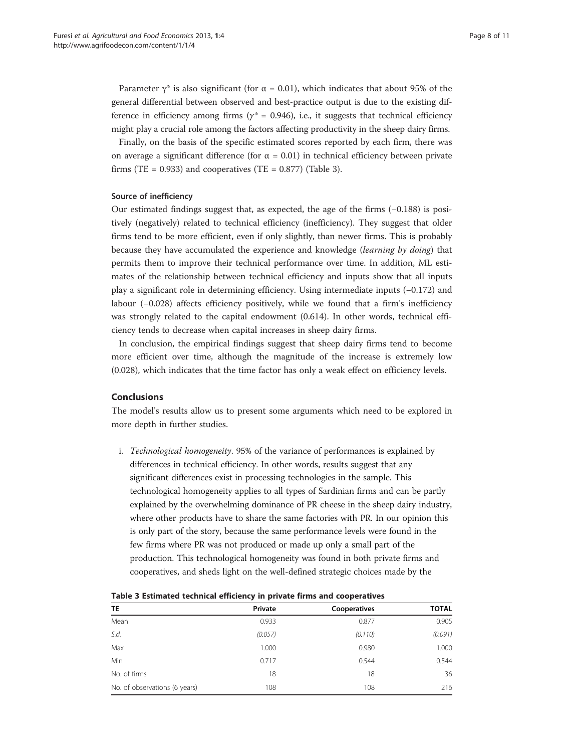Parameter $\gamma^*$ is also significant (for $\alpha = 0.01$), which indicates that about 95% of the general differential between observed and best-practice output is due to the existing difference in efficiency among firms ($\gamma^* = 0.946$), i.e., it suggests that technical efficiency might play a crucial role among the factors affecting productivity in the sheep dairy firms.

Finally, on the basis of the specific estimated scores reported by each firm, there was on average a significant difference (for $\alpha = 0.01$) in technical efficiency between private firms (TE = 0.933) and cooperatives (TE = 0.877) (Table 3).

#### Source of inefficiency

Our estimated findings suggest that, as expected, the age of the firms (−0.188) is positively (negatively) related to technical efficiency (inefficiency). They suggest that older firms tend to be more efficient, even if only slightly, than newer firms. This is probably because they have accumulated the experience and knowledge (*learning by doing*) that permits them to improve their technical performance over time. In addition, ML estimates of the relationship between technical efficiency and inputs show that all inputs play a significant role in determining efficiency. Using intermediate inputs (−0.172) and labour (−0.028) affects efficiency positively, while we found that a firm's inefficiency was strongly related to the capital endowment (0.614). In other words, technical efficiency tends to decrease when capital increases in sheep dairy firms.

In conclusion, the empirical findings suggest that sheep dairy firms tend to become more efficient over time, although the magnitude of the increase is extremely low (0.028), which indicates that the time factor has only a weak effect on efficiency levels.

### Conclusions

The model's results allow us to present some arguments which need to be explored in more depth in further studies.

i. *Technological homogeneity*. 95% of the variance of performances is explained by differences in technical efficiency. In other words, results suggest that any significant differences exist in processing technologies in the sample. This technological homogeneity applies to all types of Sardinian firms and can be partly explained by the overwhelming dominance of PR cheese in the sheep dairy industry, where other products have to share the same factories with PR. In our opinion this is only part of the story, because the same performance levels were found in the few firms where PR was not produced or made up only a small part of the production. This technological homogeneity was found in both private firms and cooperatives, and sheds light on the well-defined strategic choices made by the

**Table 3 Estimated technical efficiency in private firms and cooperatives**

| TE | Private | Cooperatives | TOTAL |
|---|---|---|---|
| Mean | 0.933 | 0.877 | 0.905 |
| *S.d.* | *(0.057)* | *(0.110)* | *(0.091)* |
| Max | 1.000 | 0.980 | 1.000 |
| Min | 0.717 | 0.544 | 0.544 |
| No. of firms | 18 | 18 | 36 |
| No. of observations (6 years) | 108 | 108 | 216 |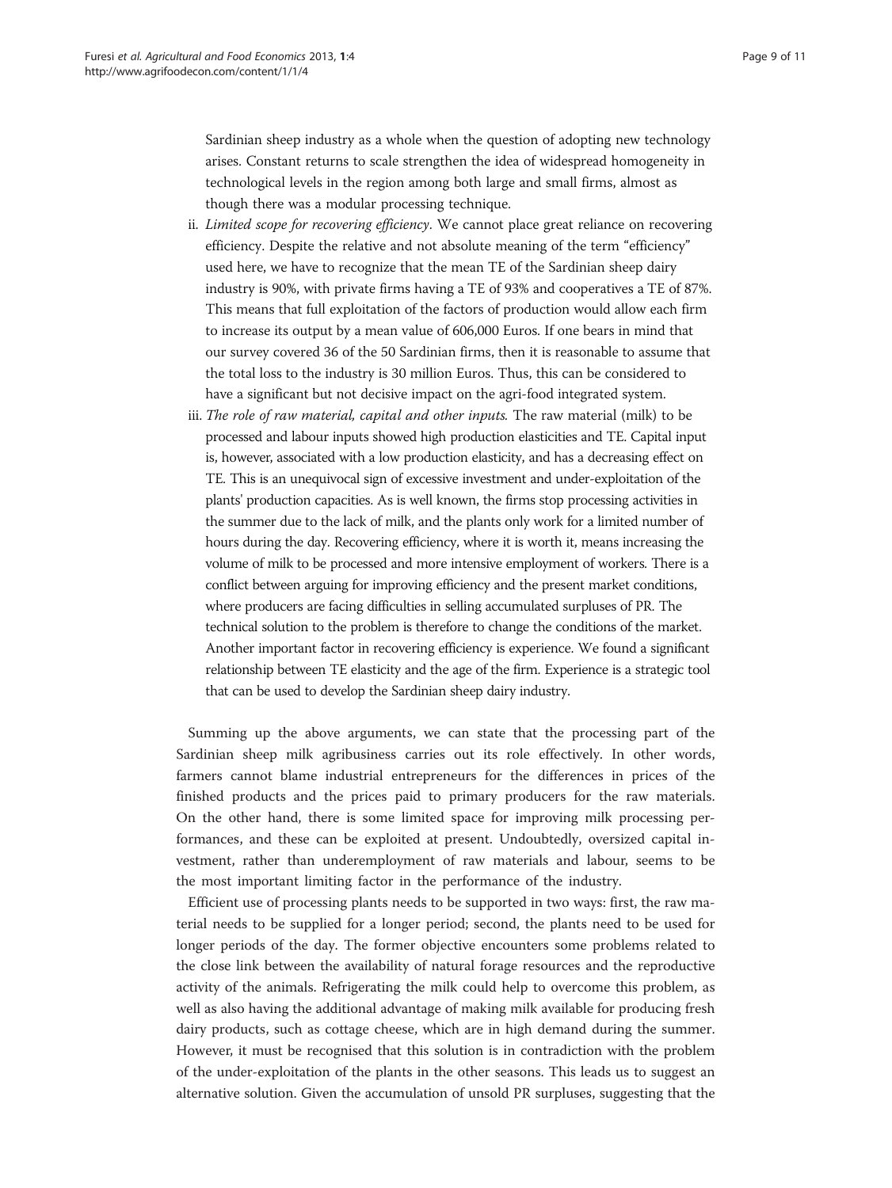Sardinian sheep industry as a whole when the question of adopting new technology arises. Constant returns to scale strengthen the idea of widespread homogeneity in technological levels in the region among both large and small firms, almost as though there was a modular processing technique.

ii. *Limited scope for recovering efficiency*. We cannot place great reliance on recovering efficiency. Despite the relative and not absolute meaning of the term "efficiency" used here, we have to recognize that the mean TE of the Sardinian sheep dairy industry is 90%, with private firms having a TE of 93% and cooperatives a TE of 87%. This means that full exploitation of the factors of production would allow each firm to increase its output by a mean value of 606,000 Euros. If one bears in mind that our survey covered 36 of the 50 Sardinian firms, then it is reasonable to assume that the total loss to the industry is 30 million Euros. Thus, this can be considered to have a significant but not decisive impact on the agri-food integrated system.

iii. *The role of raw material, capital and other inputs.* The raw material (milk) to be processed and labour inputs showed high production elasticities and TE. Capital input is, however, associated with a low production elasticity, and has a decreasing effect on TE. This is an unequivocal sign of excessive investment and under-exploitation of the plants' production capacities. As is well known, the firms stop processing activities in the summer due to the lack of milk, and the plants only work for a limited number of hours during the day. Recovering efficiency, where it is worth it, means increasing the volume of milk to be processed and more intensive employment of workers. There is a conflict between arguing for improving efficiency and the present market conditions, where producers are facing difficulties in selling accumulated surpluses of PR. The technical solution to the problem is therefore to change the conditions of the market. Another important factor in recovering efficiency is experience. We found a significant relationship between TE elasticity and the age of the firm. Experience is a strategic tool that can be used to develop the Sardinian sheep dairy industry.

Summing up the above arguments, we can state that the processing part of the Sardinian sheep milk agribusiness carries out its role effectively. In other words, farmers cannot blame industrial entrepreneurs for the differences in prices of the finished products and the prices paid to primary producers for the raw materials. On the other hand, there is some limited space for improving milk processing performances, and these can be exploited at present. Undoubtedly, oversized capital investment, rather than underemployment of raw materials and labour, seems to be the most important limiting factor in the performance of the industry.

Efficient use of processing plants needs to be supported in two ways: first, the raw material needs to be supplied for a longer period; second, the plants need to be used for longer periods of the day. The former objective encounters some problems related to the close link between the availability of natural forage resources and the reproductive activity of the animals. Refrigerating the milk could help to overcome this problem, as well as also having the additional advantage of making milk available for producing fresh dairy products, such as cottage cheese, which are in high demand during the summer. However, it must be recognised that this solution is in contradiction with the problem of the under-exploitation of the plants in the other seasons. This leads us to suggest an alternative solution. Given the accumulation of unsold PR surpluses, suggesting that the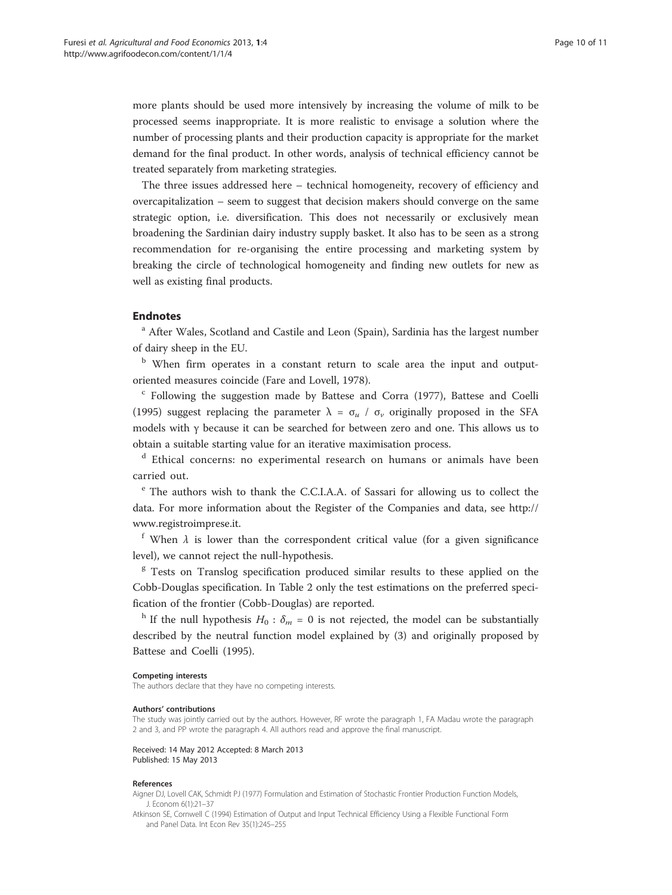more plants should be used more intensively by increasing the volume of milk to be processed seems inappropriate. It is more realistic to envisage a solution where the number of processing plants and their production capacity is appropriate for the market demand for the final product. In other words, analysis of technical efficiency cannot be treated separately from marketing strategies.

The three issues addressed here – technical homogeneity, recovery of efficiency and overcapitalization – seem to suggest that decision makers should converge on the same strategic option, i.e. diversification. This does not necessarily or exclusively mean broadening the Sardinian dairy industry supply basket. It also has to be seen as a strong recommendation for re-organising the entire processing and marketing system by breaking the circle of technological homogeneity and finding new outlets for new as well as existing final products.

## Endnotes

[a] After Wales, Scotland and Castile and Leon (Spain), Sardinia has the largest number of dairy sheep in the EU.

[b] When firm operates in a constant return to scale area the input and output-oriented measures coincide (Fare and Lovell, 1978).

[c] Following the suggestion made by Battese and Corra (1977), Battese and Coelli (1995) suggest replacing the parameter $\lambda = \sigma_u / \sigma_v$ originally proposed in the SFA models with $\gamma$ because it can be searched for between zero and one. This allows us to obtain a suitable starting value for an iterative maximisation process.

[d] Ethical concerns: no experimental research on humans or animals have been carried out.

[e] The authors wish to thank the C.C.I.A.A. of Sassari for allowing us to collect the data. For more information about the Register of the Companies and data, see http://www.registroimprese.it.

[f] When $\lambda$ is lower than the correspondent critical value (for a given significance level), we cannot reject the null-hypothesis.

[g] Tests on Translog specification produced similar results to these applied on the Cobb-Douglas specification. In Table 2 only the test estimations on the preferred specification of the frontier (Cobb-Douglas) are reported.

[h] If the null hypothesis $H_0 : \delta_m = 0$ is not rejected, the model can be substantially described by the neutral function model explained by (3) and originally proposed by Battese and Coelli (1995).

#### Competing interests

The authors declare that they have no competing interests.

#### Authors' contributions

The study was jointly carried out by the authors. However, RF wrote the paragraph 1, FA Madau wrote the paragraph 2 and 3, and PP wrote the paragraph 4. All authors read and approve the final manuscript.

Received: 14 May 2012 Accepted: 8 March 2013
Published: 15 May 2013

#### References

Aigner DJ, Lovell CAK, Schmidt PJ (1977) Formulation and Estimation of Stochastic Frontier Production Function Models, J. Econom 6(1):21–37

Atkinson SE, Cornwell C (1994) Estimation of Output and Input Technical Efficiency Using a Flexible Functional Form and Panel Data. Int Econ Rev 35(1):245–255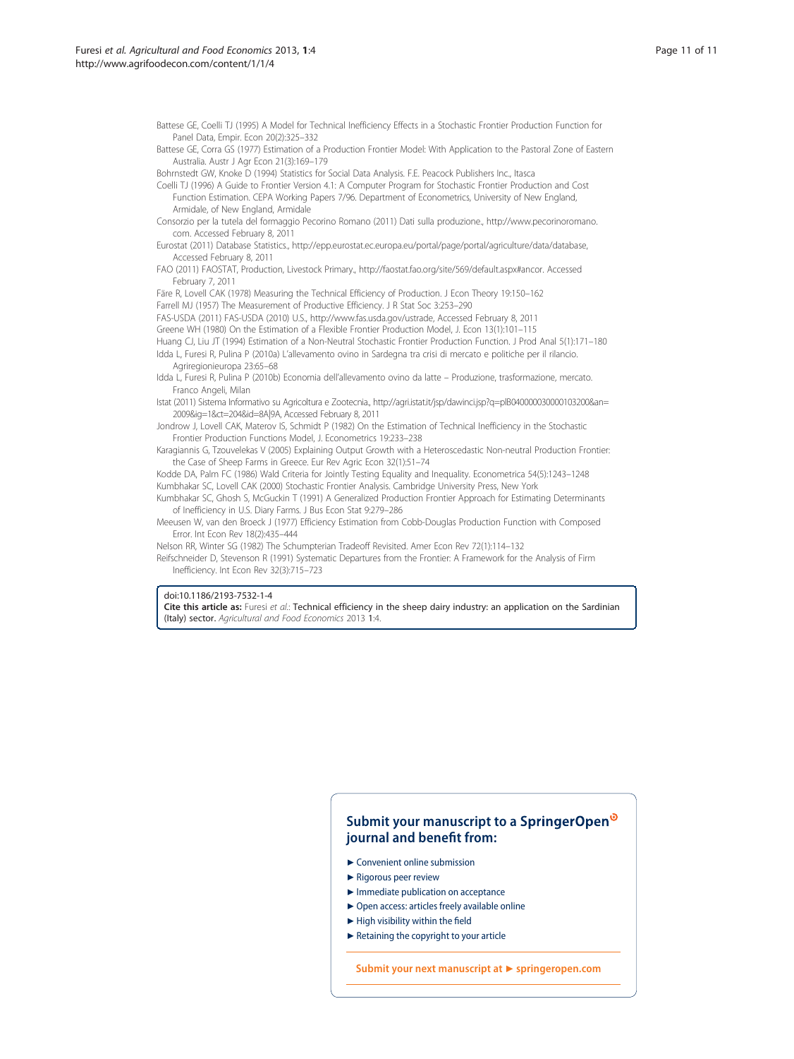Battese GE, Coelli TJ (1995) A Model for Technical Inefficiency Effects in a Stochastic Frontier Production Function for Panel Data, Empir. Econ 20(2):325–332

Battese GE, Corra GS (1977) Estimation of a Production Frontier Model: With Application to the Pastoral Zone of Eastern Australia. Austr J Agr Econ 21(3):169–179

Bohrnstedt GW, Knoke D (1994) Statistics for Social Data Analysis. F.E. Peacock Publishers Inc., Itasca

Coelli TJ (1996) A Guide to Frontier Version 4.1: A Computer Program for Stochastic Frontier Production and Cost Function Estimation. CEPA Working Papers 7/96. Department of Econometrics, University of New England, Armidale, of New England, Armidale

Consorzio per la tutela del formaggio Pecorino Romano (2011) Dati sulla produzione., http://www.pecorinoromano.com. Accessed February 8, 2011

Eurostat (2011) Database Statistics., http://epp.eurostat.ec.europa.eu/portal/page/portal/agriculture/data/database, Accessed February 8, 2011

FAO (2011) FAOSTAT, Production, Livestock Primary., http://faostat.fao.org/site/569/default.aspx#ancor. Accessed February 7, 2011

Färe R, Lovell CAK (1978) Measuring the Technical Efficiency of Production. J Econ Theory 19:150–162

Farrell MJ (1957) The Measurement of Productive Efficiency. J R Stat Soc 3:253–290

FAS-USDA (2011) FAS-USDA (2010) U.S., http://www.fas.usda.gov/ustrade, Accessed February 8, 2011

Greene WH (1980) On the Estimation of a Flexible Frontier Production Model, J. Econ 13(1):101–115

Huang CJ, Liu JT (1994) Estimation of a Non-Neutral Stochastic Frontier Production Function. J Prod Anal 5(1):171–180

Idda L, Furesi R, Pulina P (2010a) L'allevamento ovino in Sardegna tra crisi di mercato e politiche per il rilancio. Agriregionieuropa 23:65–68

Idda L, Furesi R, Pulina P (2010b) Economia dell'allevamento ovino da latte – Produzione, trasformazione, mercato. Franco Angeli, Milan

Istat (2011) Sistema Informativo su Agricoltura e Zootecnia., http://agri.istat.it/jsp/dawinci.jsp?q=plB0400000030000103200&an=2009&ig=1&ct=204&id=8A|9A, Accessed February 8, 2011

Jondrow J, Lovell CAK, Materov IS, Schmidt P (1982) On the Estimation of Technical Inefficiency in the Stochastic Frontier Production Functions Model, J. Econometrics 19:233–238

Karagiannis G, Tzouvelekas V (2005) Explaining Output Growth with a Heteroscedastic Non-neutral Production Frontier: the Case of Sheep Farms in Greece. Eur Rev Agric Econ 32(1):51–74

Kodde DA, Palm FC (1986) Wald Criteria for Jointly Testing Equality and Inequality. Econometrica 54(5):1243–1248

Kumbhakar SC, Lovell CAK (2000) Stochastic Frontier Analysis. Cambridge University Press, New York

Kumbhakar SC, Ghosh S, McGuckin T (1991) A Generalized Production Frontier Approach for Estimating Determinants of Inefficiency in U.S. Diary Farms. J Bus Econ Stat 9:279–286

Meeusen W, van den Broeck J (1977) Efficiency Estimation from Cobb-Douglas Production Function with Composed Error. Int Econ Rev 18(2):435–444

Nelson RR, Winter SG (1982) The Schumpterian Tradeoff Revisited. Amer Econ Rev 72(1):114–132

Reifschneider D, Stevenson R (1991) Systematic Departures from the Frontier: A Framework for the Analysis of Firm Inefficiency. Int Econ Rev 32(3):715–723

doi:10.1186/2193-7532-1-4

**Cite this article as:** Furesi *et al.*: Technical efficiency in the sheep dairy industry: an application on the Sardinian (Italy) sector. *Agricultural and Food Economics* 2013 **1**:4.

**Submit your manuscript to a SpringerOpen journal and benefit from:**

- ► Convenient online submission
- ► Rigorous peer review
- ► Immediate publication on acceptance
- ► Open access: articles freely available online
- ► High visibility within the field
- ► Retaining the copyright to your article

**Submit your next manuscript at ► springeropen.com**